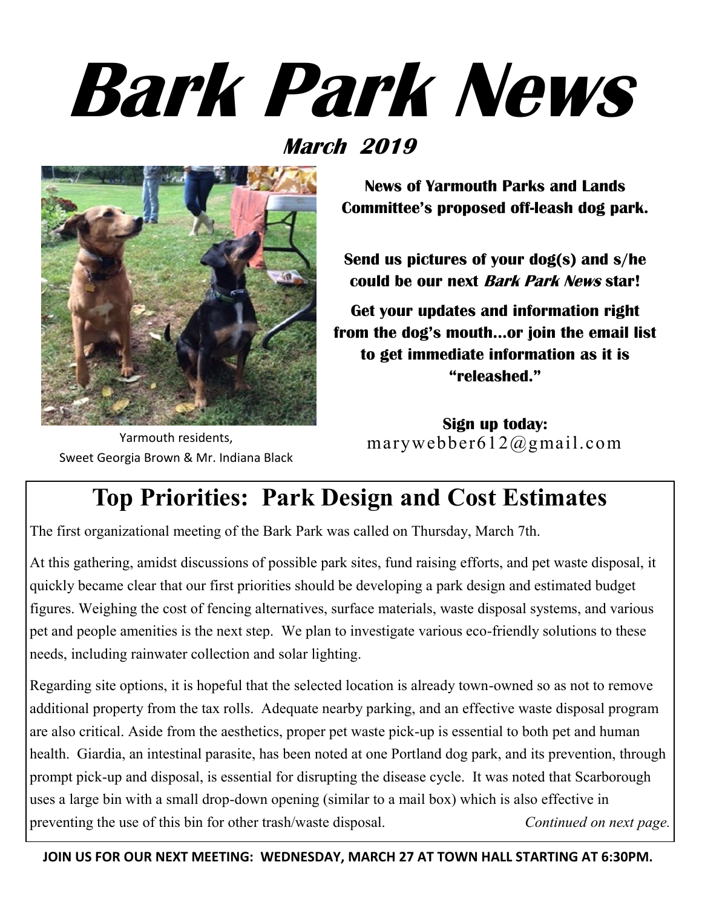# Bark Park News

**March 2019**

Yarmouth residents,
Sweet Georgia Brown & Mr. Indiana Black

**News of Yarmouth Parks and Lands Committee's proposed off-leash dog park.**

**Send us pictures of your dog(s) and s/he could be our next *Bark Park News* star!**

**Get your updates and information right from the dog's mouth…or join the email list to get immediate information as it is "releashed."**

**Sign up today:**
marywebber612@gmail.com

## Top Priorities: Park Design and Cost Estimates

The first organizational meeting of the Bark Park was called on Thursday, March 7th.

At this gathering, amidst discussions of possible park sites, fund raising efforts, and pet waste disposal, it quickly became clear that our first priorities should be developing a park design and estimated budget figures. Weighing the cost of fencing alternatives, surface materials, waste disposal systems, and various pet and people amenities is the next step. We plan to investigate various eco-friendly solutions to these needs, including rainwater collection and solar lighting.

Regarding site options, it is hopeful that the selected location is already town-owned so as not to remove additional property from the tax rolls. Adequate nearby parking, and an effective waste disposal program are also critical. Aside from the aesthetics, proper pet waste pick-up is essential to both pet and human health. Giardia, an intestinal parasite, has been noted at one Portland dog park, and its prevention, through prompt pick-up and disposal, is essential for disrupting the disease cycle. It was noted that Scarborough uses a large bin with a small drop-down opening (similar to a mail box) which is also effective in preventing the use of this bin for other trash/waste disposal. *Continued on next page.*

**JOIN US FOR OUR NEXT MEETING: WEDNESDAY, MARCH 27 AT TOWN HALL STARTING AT 6:30PM.**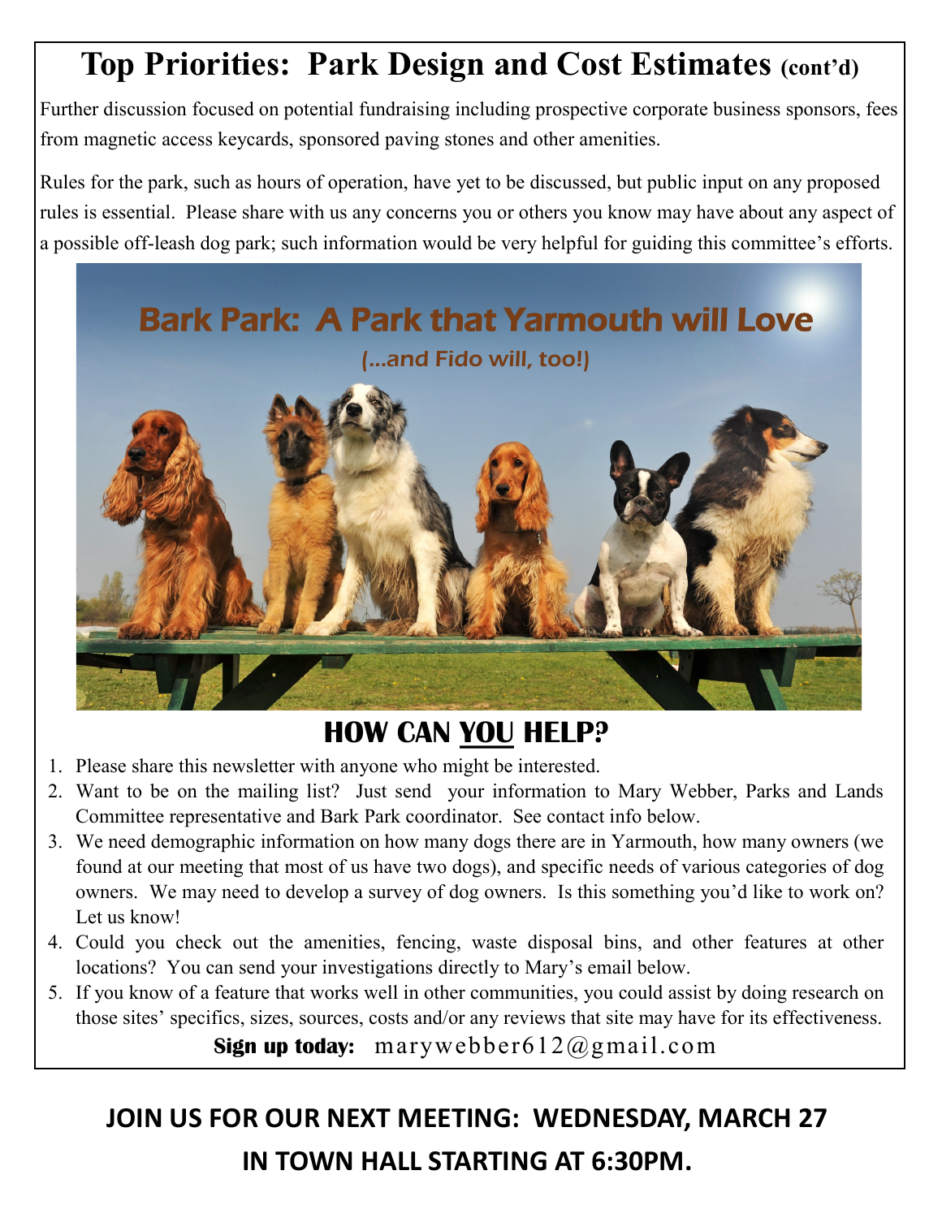# Top Priorities: Park Design and Cost Estimates (cont'd)

Further discussion focused on potential fundraising including prospective corporate business sponsors, fees from magnetic access keycards, sponsored paving stones and other amenities.

Rules for the park, such as hours of operation, have yet to be discussed, but public input on any proposed rules is essential. Please share with us any concerns you or others you know may have about any aspect of a possible off-leash dog park; such information would be very helpful for guiding this committee's efforts.

Bark Park: A Park that Yarmouth will Love

(...and Fido will, too!)

## HOW CAN YOU HELP?

1. Please share this newsletter with anyone who might be interested.
2. Want to be on the mailing list? Just send your information to Mary Webber, Parks and Lands Committee representative and Bark Park coordinator. See contact info below.
3. We need demographic information on how many dogs there are in Yarmouth, how many owners (we found at our meeting that most of us have two dogs), and specific needs of various categories of dog owners. We may need to develop a survey of dog owners. Is this something you'd like to work on? Let us know!
4. Could you check out the amenities, fencing, waste disposal bins, and other features at other locations? You can send your investigations directly to Mary's email below.
5. If you know of a feature that works well in other communities, you could assist by doing research on those sites' specifics, sizes, sources, costs and/or any reviews that site may have for its effectiveness.

**Sign up today:** marywebber612@gmail.com

**JOIN US FOR OUR NEXT MEETING: WEDNESDAY, MARCH 27**

**IN TOWN HALL STARTING AT 6:30PM.**